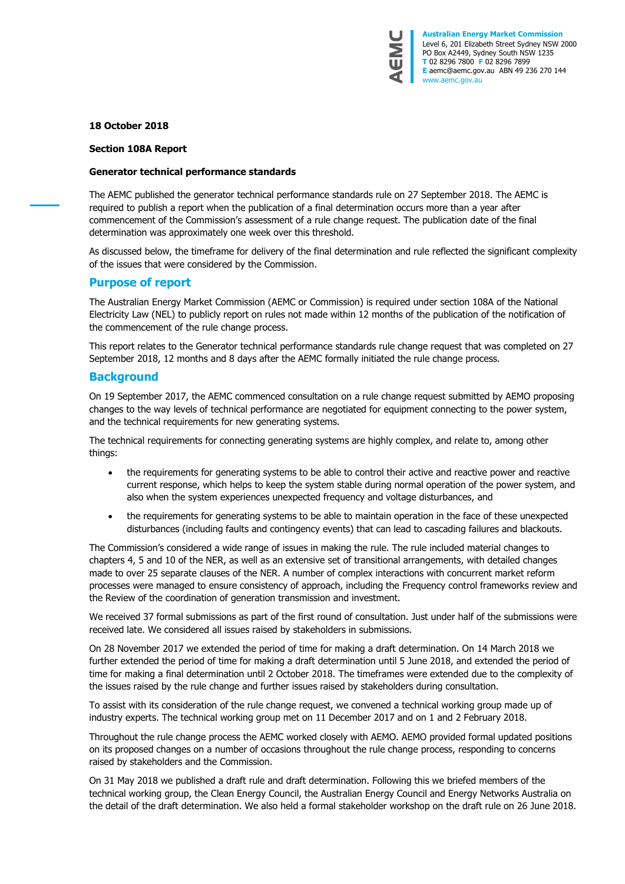Australian Energy Market Commission
Level 6, 201 Elizabeth Street Sydney NSW 2000
PO Box A2449, Sydney South NSW 1235
T 02 8296 7800 F 02 8296 7899
E aemc@aemc.gov.au ABN 49 236 270 144
www.aemc.gov.au

**18 October 2018**

**Section 108A Report**

**Generator technical performance standards**

The AEMC published the generator technical performance standards rule on 27 September 2018. The AEMC is required to publish a report when the publication of a final determination occurs more than a year after commencement of the Commission's assessment of a rule change request. The publication date of the final determination was approximately one week over this threshold.

As discussed below, the timeframe for delivery of the final determination and rule reflected the significant complexity of the issues that were considered by the Commission.

## Purpose of report

The Australian Energy Market Commission (AEMC or Commission) is required under section 108A of the National Electricity Law (NEL) to publicly report on rules not made within 12 months of the publication of the notification of the commencement of the rule change process.

This report relates to the Generator technical performance standards rule change request that was completed on 27 September 2018, 12 months and 8 days after the AEMC formally initiated the rule change process.

## Background

On 19 September 2017, the AEMC commenced consultation on a rule change request submitted by AEMO proposing changes to the way levels of technical performance are negotiated for equipment connecting to the power system, and the technical requirements for new generating systems.

The technical requirements for connecting generating systems are highly complex, and relate to, among other things:

- the requirements for generating systems to be able to control their active and reactive power and reactive current response, which helps to keep the system stable during normal operation of the power system, and also when the system experiences unexpected frequency and voltage disturbances, and
- the requirements for generating systems to be able to maintain operation in the face of these unexpected disturbances (including faults and contingency events) that can lead to cascading failures and blackouts.

The Commission's considered a wide range of issues in making the rule. The rule included material changes to chapters 4, 5 and 10 of the NER, as well as an extensive set of transitional arrangements, with detailed changes made to over 25 separate clauses of the NER. A number of complex interactions with concurrent market reform processes were managed to ensure consistency of approach, including the Frequency control frameworks review and the Review of the coordination of generation transmission and investment.

We received 37 formal submissions as part of the first round of consultation. Just under half of the submissions were received late. We considered all issues raised by stakeholders in submissions.

On 28 November 2017 we extended the period of time for making a draft determination. On 14 March 2018 we further extended the period of time for making a draft determination until 5 June 2018, and extended the period of time for making a final determination until 2 October 2018. The timeframes were extended due to the complexity of the issues raised by the rule change and further issues raised by stakeholders during consultation.

To assist with its consideration of the rule change request, we convened a technical working group made up of industry experts. The technical working group met on 11 December 2017 and on 1 and 2 February 2018.

Throughout the rule change process the AEMC worked closely with AEMO. AEMO provided formal updated positions on its proposed changes on a number of occasions throughout the rule change process, responding to concerns raised by stakeholders and the Commission.

On 31 May 2018 we published a draft rule and draft determination. Following this we briefed members of the technical working group, the Clean Energy Council, the Australian Energy Council and Energy Networks Australia on the detail of the draft determination. We also held a formal stakeholder workshop on the draft rule on 26 June 2018.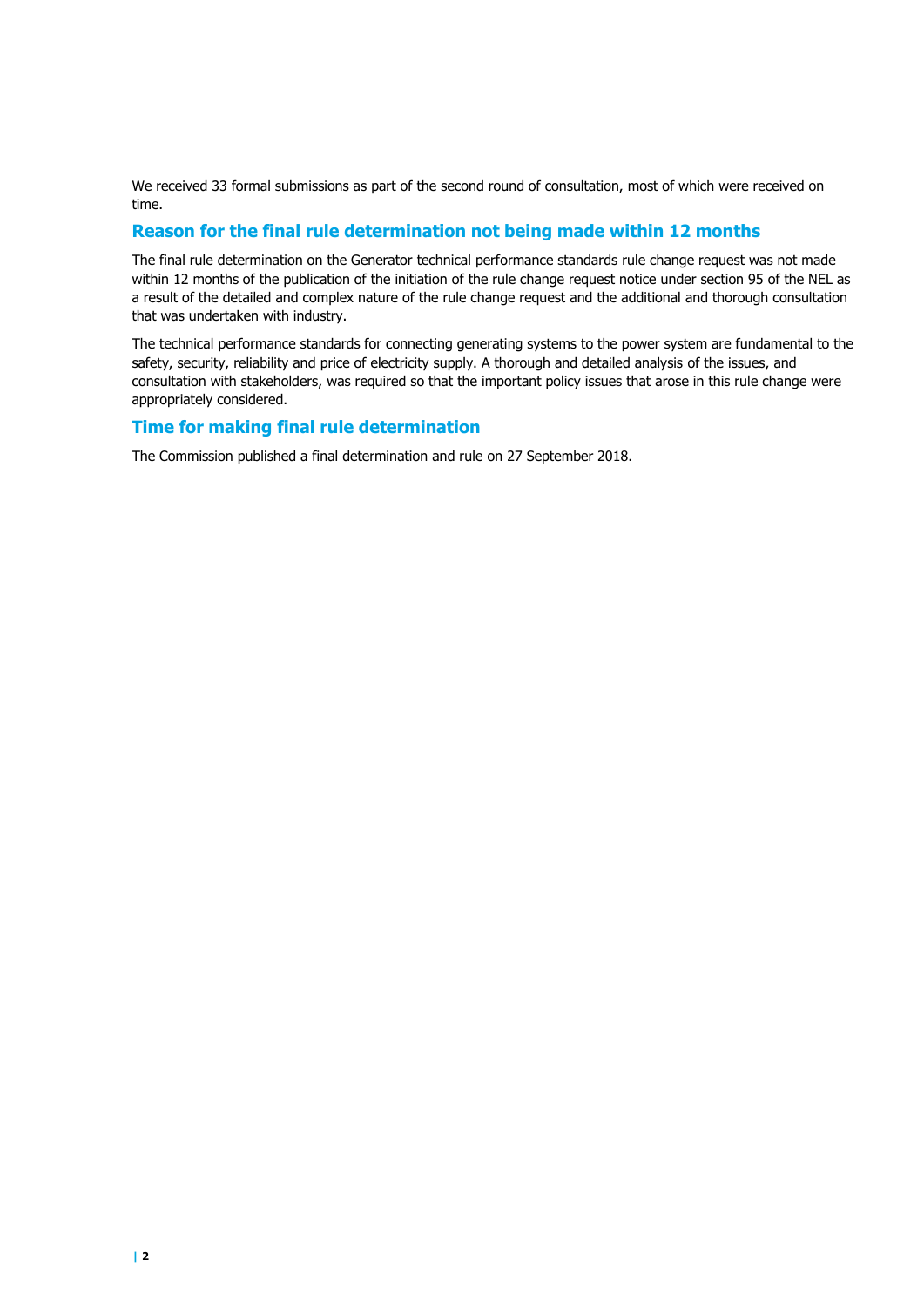We received 33 formal submissions as part of the second round of consultation, most of which were received on time.

## Reason for the final rule determination not being made within 12 months

The final rule determination on the Generator technical performance standards rule change request was not made within 12 months of the publication of the initiation of the rule change request notice under section 95 of the NEL as a result of the detailed and complex nature of the rule change request and the additional and thorough consultation that was undertaken with industry.

The technical performance standards for connecting generating systems to the power system are fundamental to the safety, security, reliability and price of electricity supply. A thorough and detailed analysis of the issues, and consultation with stakeholders, was required so that the important policy issues that arose in this rule change were appropriately considered.

## Time for making final rule determination

The Commission published a final determination and rule on 27 September 2018.